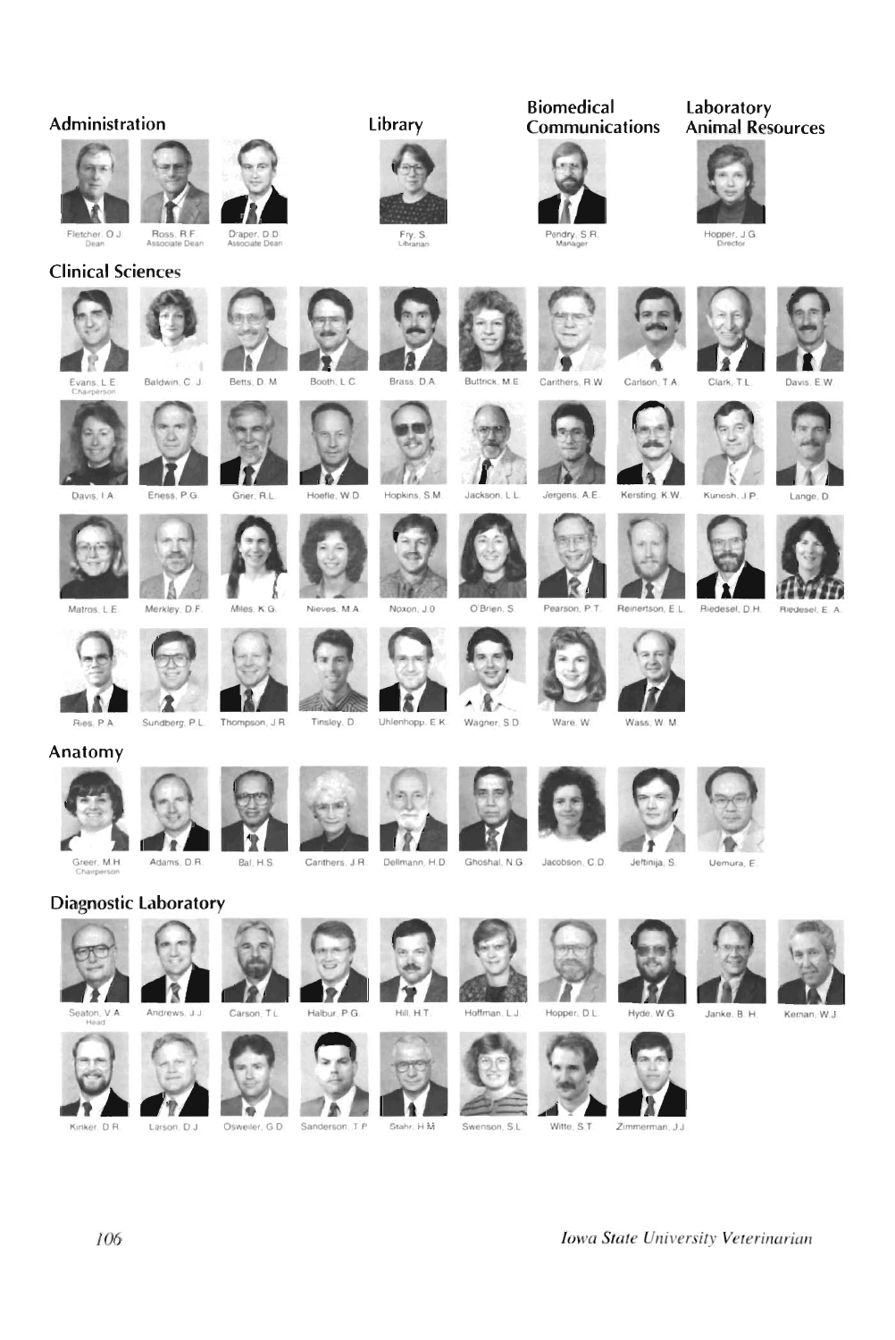## Administration

Fletcher, O.J.
Dean

Ross, R.F.
Associate Dean

Draper, D.D.
Associate Dean

## Library

Fry, S.
Librarian

## Biomedical Communications

Pendry, S.R.
Manager

## Laboratory Animal Resources

Hopper, J.G.
Director

## Clinical Sciences

Evans, L.E.
Chairperson

Baldwin, C.J.

Betts, D.M.

Booth, L.C.

Brass, D.A.

Buttrick, M.E.

Carithers, R.W.

Carlson, T.A.

Clark, T.L.

Davis, E.W.

Davis, I.A.

Eness, P.G.

Grier, R.L.

Hoefle, W.D.

Hopkins, S.M.

Jackson, L.L.

Jergens, A.E.

Kersting, K.W.

Kunesh, J.P.

Lange, D.

Matros, L.E.

Merkley, D.F.

Miles, K.G.

Nieves, M.A.

Noxon, J.O.

O'Brien, S.

Pearson, P.T.

Reinertson, E.L.

Riedesel, D.H.

Riedesel, E.A.

Ries, P.A.

Sundberg, P.L.

Thompson, J.R.

Tinsley, D.

Uhlenhopp, E.K.

Wagner, S.D.

Ware, W.

Wass, W.M.

## Anatomy

Greer, M.H.
Chairperson

Adams, D.R.

Bal, H.S.

Carithers, J.R.

Dellmann, H.D.

Ghoshal, N.G.

Jacobson, C.D.

Jeftinija, S.

Uemura, E.

## Diagnostic Laboratory

Seaton, V.A.
Head

Andrews, J.J.

Carson, T.L.

Halbur, P.G.

Hill, H.T.

Hoffman, L.J.

Hopper, D.L.

Hyde, W.G.

Janke, B.H.

Kenan, W.J.

Kinker, D.R.

Larson, D.J.

Osweiler, G.D.

Sanderson, T.P.

Stahr, H.M.

Swenson, S.L.

Witte, S.T.

Zimmerman, J.J.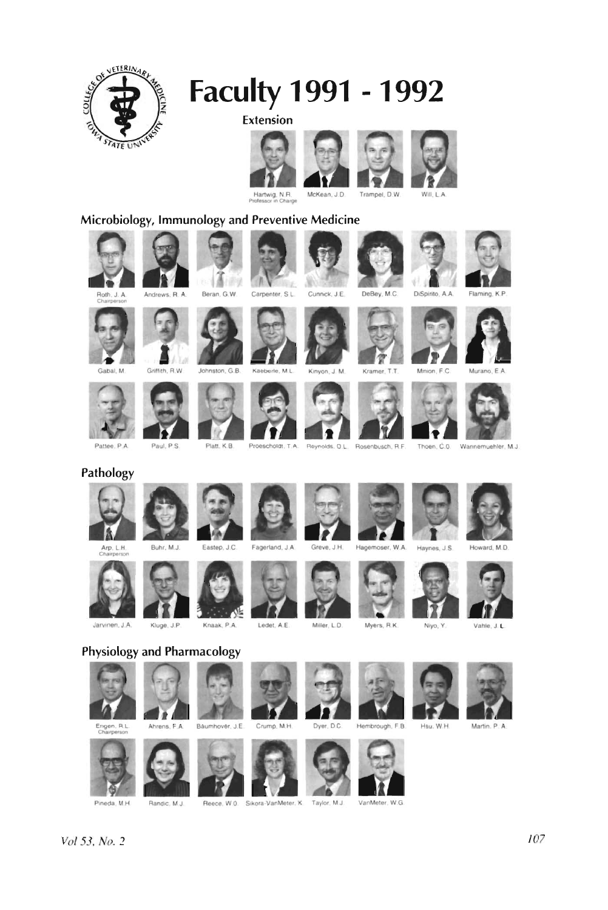# Faculty 1991 - 1992

### Extension

Hartwig, N.R.
Professor in Charge

McKean, J.D.

Trampel, D.W.

Will, L.A.

### Microbiology, Immunology and Preventive Medicine

Roth, J.A.
Chairperson

Andrews, R.A.

Beran, G.W.

Carpenter, S.L.

Cunnick, J.E.

DeBey, M.C.

DiSpirito, A.A.

Flaming, K.P.

Gabal, M.

Griffith, R.W.

Johnston, G.B.

Kaeberle, M.L.

Kinyon, J.M.

Kramer, T.T.

Minion, F.C.

Murano, E.A.

Pattee, P.A.

Paul, P.S.

Platt, K.B.

Proescholdt, T.A.

Reynolds, D.L.

Rosenbusch, R.F.

Thoen, C.O.

Wannemuehler, M.J.

### Pathology

Arp, L.H.
Chairperson

Buhr, M.J.

Eastep, J.C.

Fagerland, J.A.

Greve, J.H.

Hagemoser, W.A.

Haynes, J.S.

Howard, M.D.

Jarvinen, J.A.

Kluge, J.P.

Knaak, P.A.

Ledet, A.E.

Miller, L.D.

Myers, R.K.

Niyo, Y.

Vahle, J.L.

### Physiology and Pharmacology

Engen, R.L.
Chairperson

Ahrens, F.A.

Baumhover, J.E.

Crump, M.H.

Dyer, D.C.

Hembrough, F.B.

Hsu, W.H.

Martin, P.A.

Pineda, M.H.

Randic, M.J.

Reece, W.O.

Sikora-VanMeter, K.

Taylor, M.J.

VanMeter, W.G.